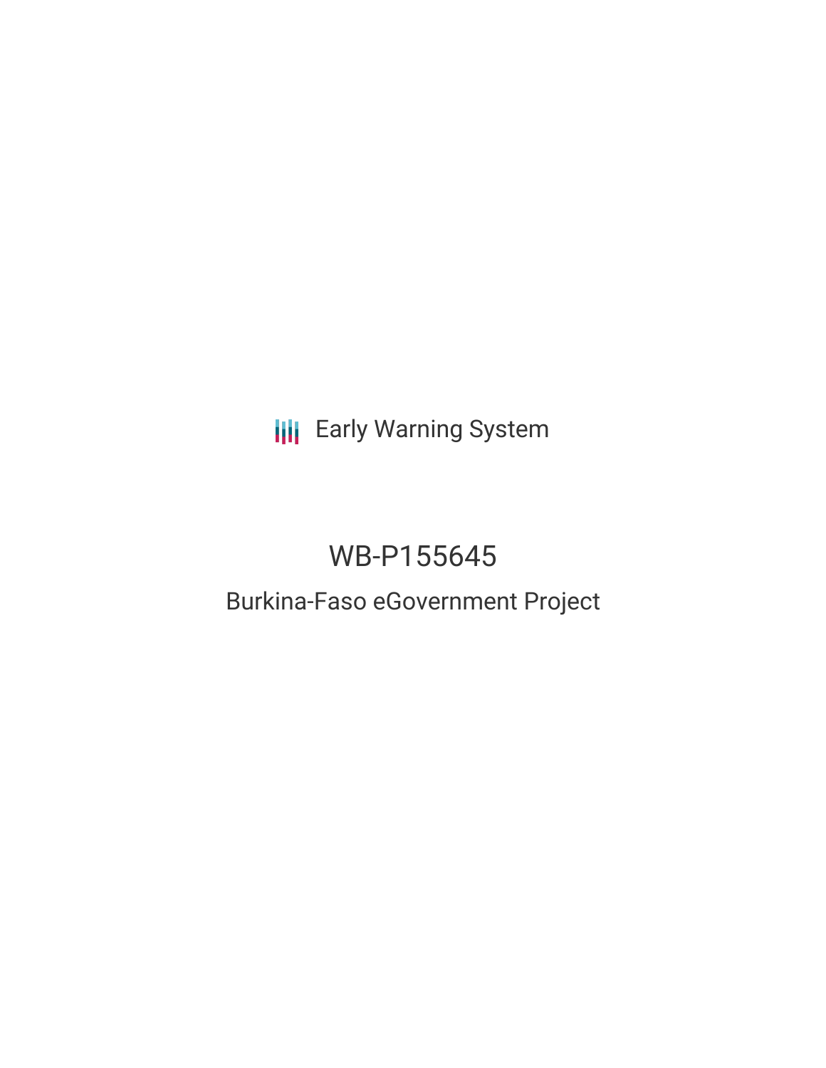Early Warning System

# WB-P155645

## Burkina-Faso eGovernment Project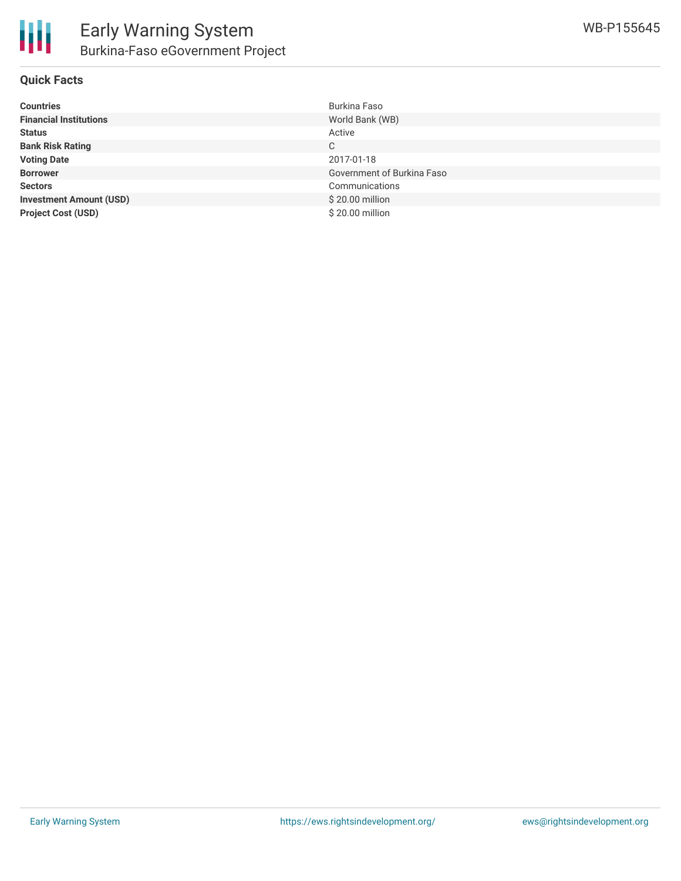# Early Warning System

## Burkina-Faso eGovernment Project

WB-P155645

### Quick Facts

| | |
|---|---|
| **Countries** | Burkina Faso |
| **Financial Institutions** | World Bank (WB) |
| **Status** | Active |
| **Bank Risk Rating** | C |
| **Voting Date** | 2017-01-18 |
| **Borrower** | Government of Burkina Faso |
| **Sectors** | Communications |
| **Investment Amount (USD)** | $ 20.00 million |
| **Project Cost (USD)** | $ 20.00 million |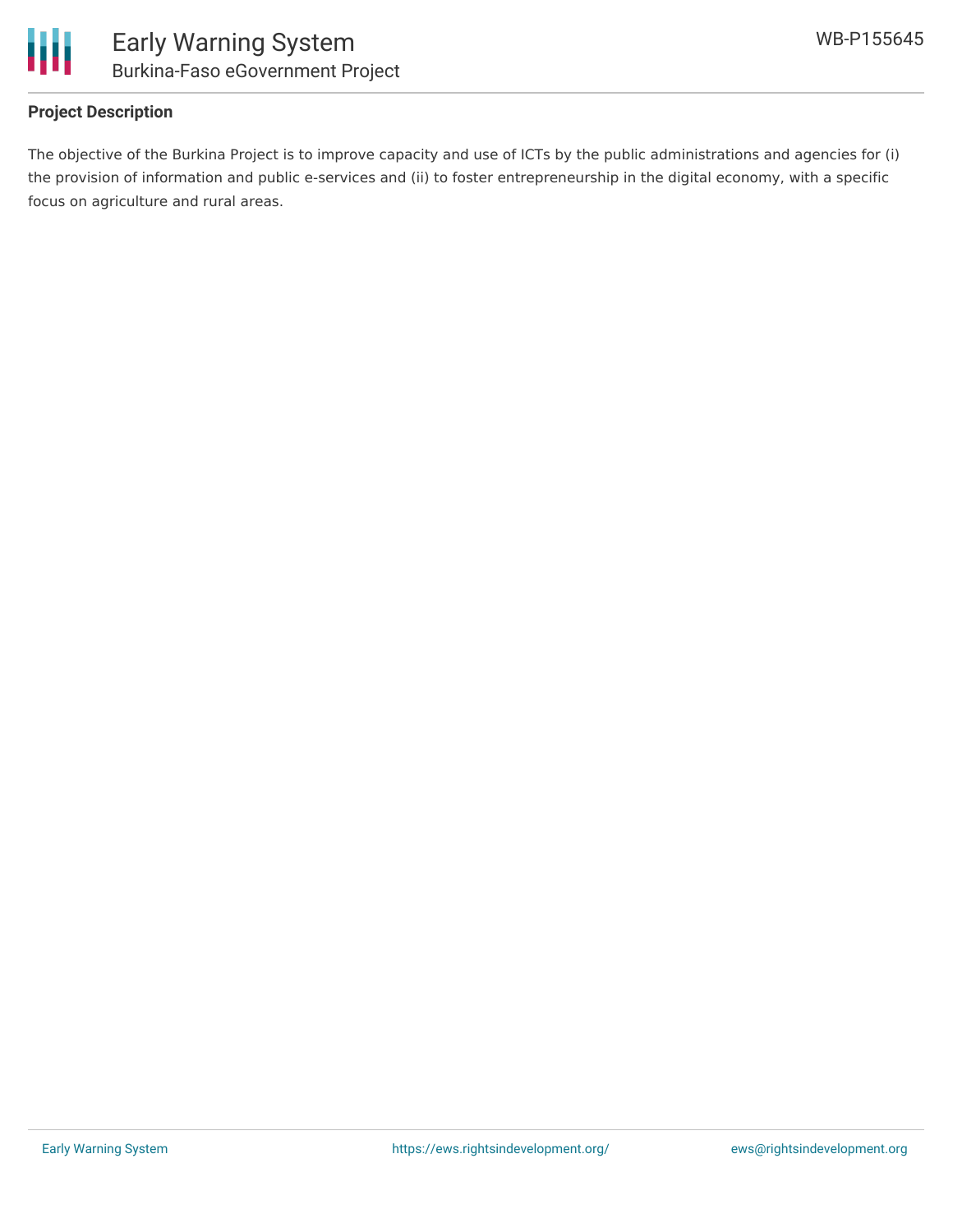**Project Description**

The objective of the Burkina Project is to improve capacity and use of ICTs by the public administrations and agencies for (i) the provision of information and public e-services and (ii) to foster entrepreneurship in the digital economy, with a specific focus on agriculture and rural areas.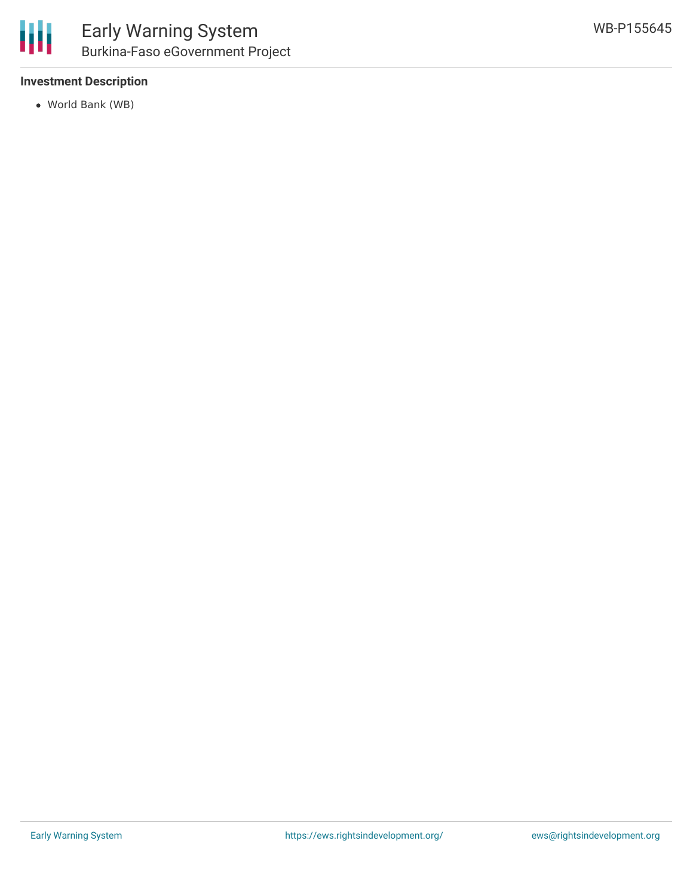**Investment Description**

- World Bank (WB)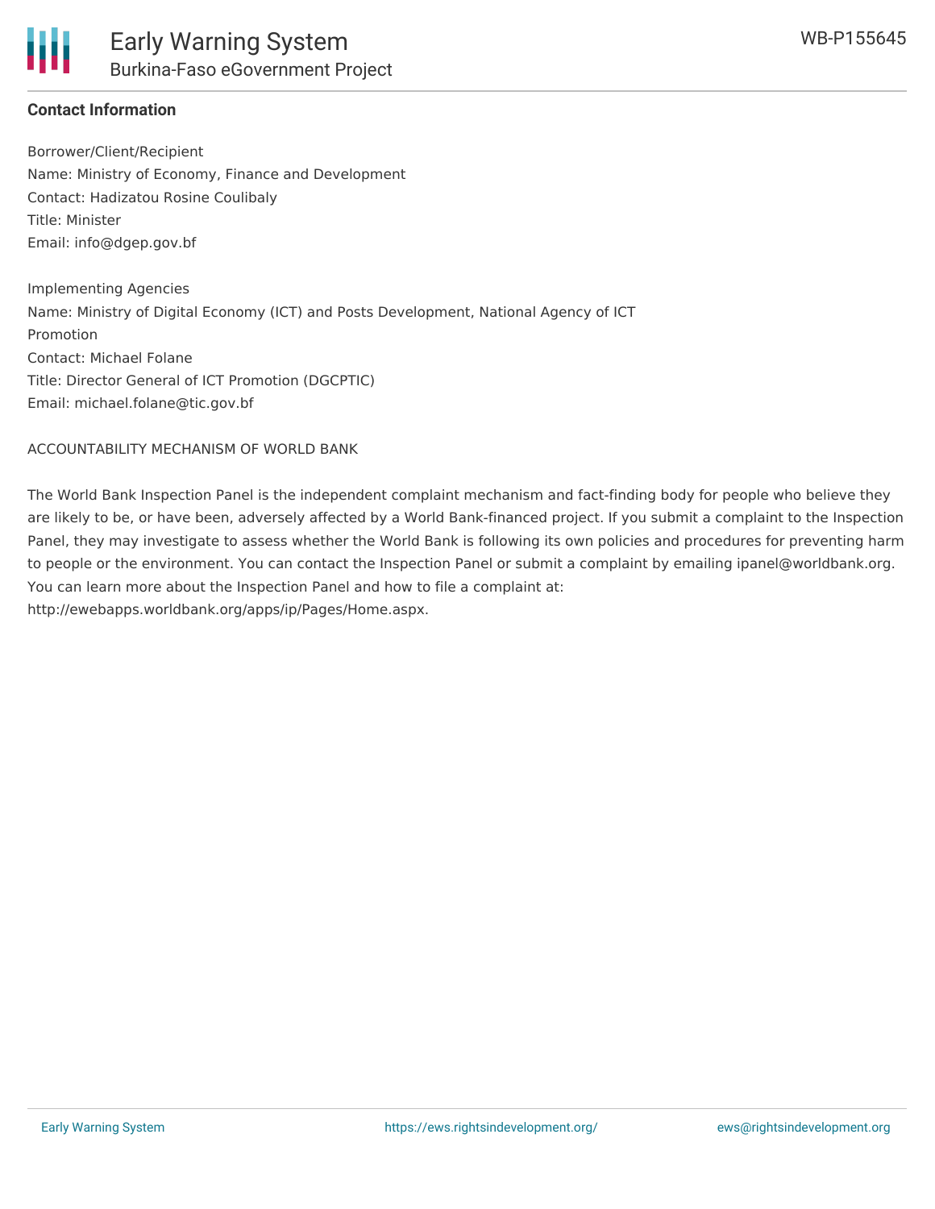**Contact Information**

Borrower/Client/Recipient
Name: Ministry of Economy, Finance and Development
Contact: Hadizatou Rosine Coulibaly
Title: Minister
Email: info@dgep.gov.bf

Implementing Agencies
Name: Ministry of Digital Economy (ICT) and Posts Development, National Agency of ICT Promotion
Contact: Michael Folane
Title: Director General of ICT Promotion (DGCPTIC)
Email: michael.folane@tic.gov.bf

ACCOUNTABILITY MECHANISM OF WORLD BANK

The World Bank Inspection Panel is the independent complaint mechanism and fact-finding body for people who believe they are likely to be, or have been, adversely affected by a World Bank-financed project. If you submit a complaint to the Inspection Panel, they may investigate to assess whether the World Bank is following its own policies and procedures for preventing harm to people or the environment. You can contact the Inspection Panel or submit a complaint by emailing ipanel@worldbank.org. You can learn more about the Inspection Panel and how to file a complaint at: http://ewebapps.worldbank.org/apps/ip/Pages/Home.aspx.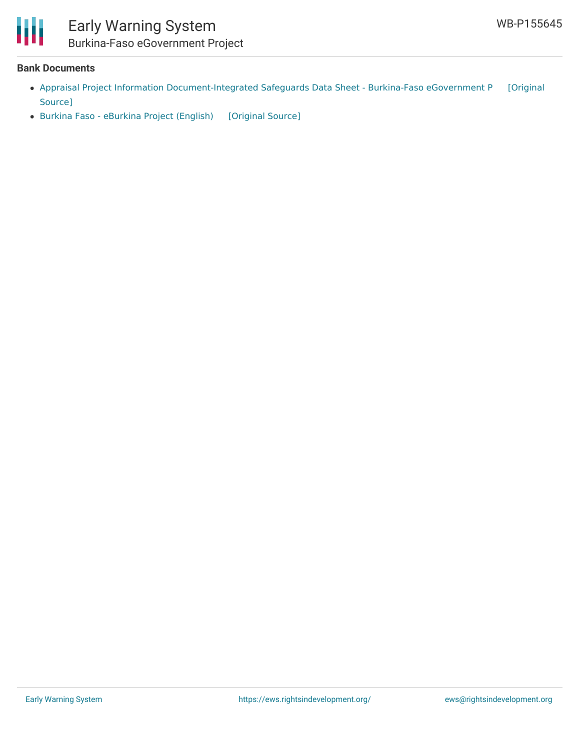**Bank Documents**

- Appraisal Project Information Document-Integrated Safeguards Data Sheet - Burkina-Faso eGovernment P [Original Source]
- Burkina Faso - eBurkina Project (English) [Original Source]